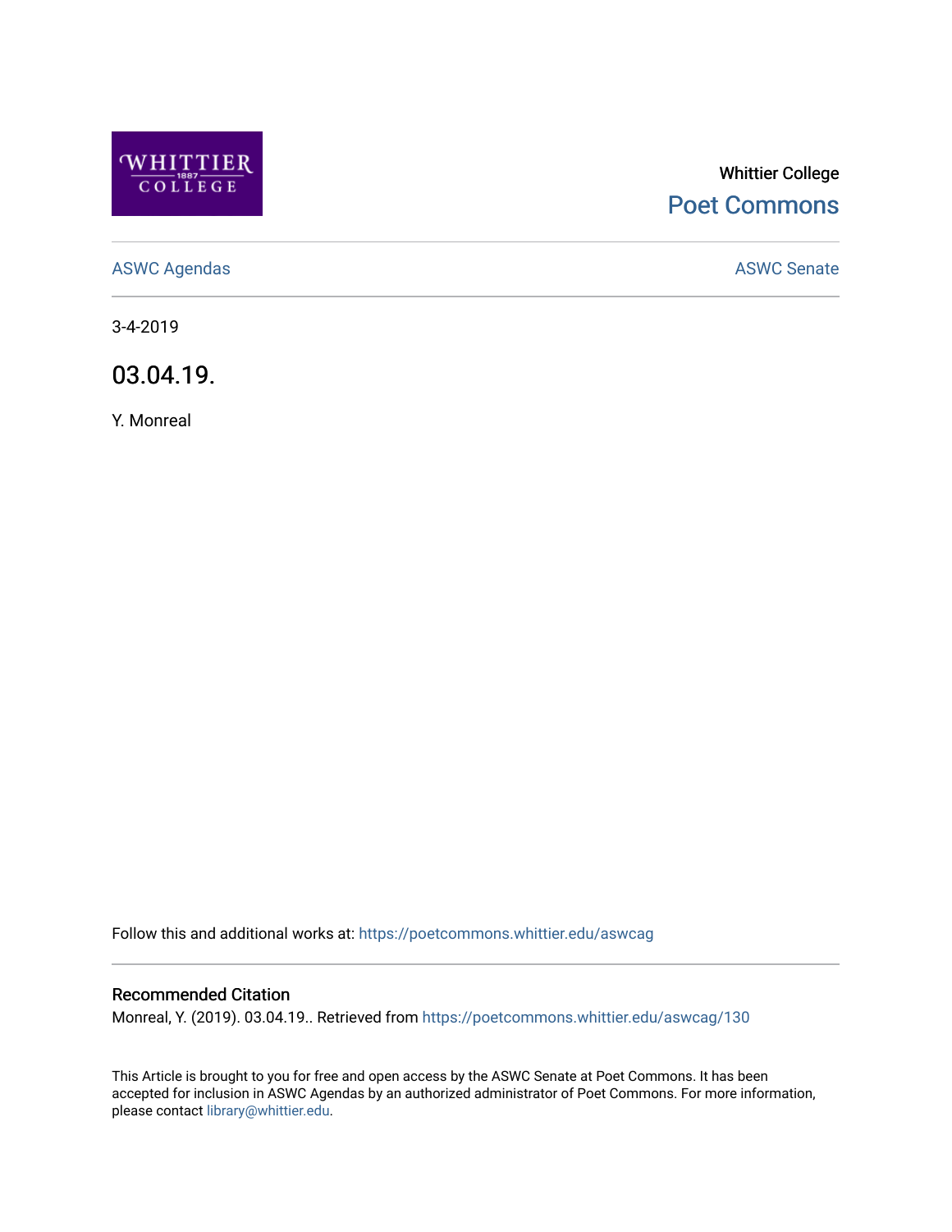Whittier College

Poet Commons

ASWC Agendas

ASWC Senate

3-4-2019

# 03.04.19.

Y. Monreal

Follow this and additional works at: https://poetcommons.whittier.edu/aswcag

## Recommended Citation

Monreal, Y. (2019). 03.04.19.. Retrieved from https://poetcommons.whittier.edu/aswcag/130

This Article is brought to you for free and open access by the ASWC Senate at Poet Commons. It has been accepted for inclusion in ASWC Agendas by an authorized administrator of Poet Commons. For more information, please contact library@whittier.edu.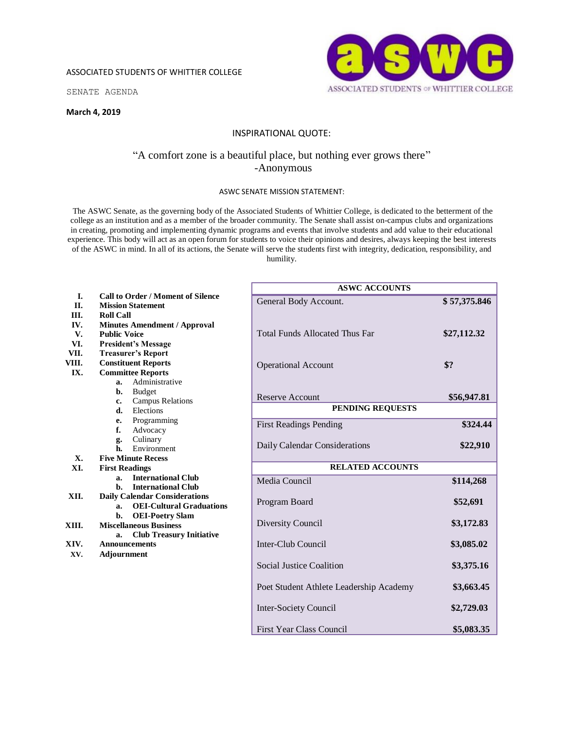ASSOCIATED STUDENTS OF WHITTIER COLLEGE

SENATE AGENDA

**March 4, 2019**

INSPIRATIONAL QUOTE:

"A comfort zone is a beautiful place, but nothing ever grows there"
-Anonymous

ASWC SENATE MISSION STATEMENT:

The ASWC Senate, as the governing body of the Associated Students of Whittier College, is dedicated to the betterment of the college as an institution and as a member of the broader community. The Senate shall assist on-campus clubs and organizations in creating, promoting and implementing dynamic programs and events that involve students and add value to their educational experience. This body will act as an open forum for students to voice their opinions and desires, always keeping the best interests of the ASWC in mind. In all of its actions, the Senate will serve the students first with integrity, dedication, responsibility, and humility.

- **I. Call to Order / Moment of Silence**
- **II. Mission Statement**
- **III. Roll Call**
- **IV. Minutes Amendment / Approval**
- **V. Public Voice**
- **VI. President's Message**
- **VII. Treasurer's Report**
- **VIII. Constituent Reports**
- **IX. Committee Reports**
  - **a.** Administrative
  - **b.** Budget
  - **c.** Campus Relations
  - **d.** Elections
  - **e.** Programming
  - **f.** Advocacy
  - **g.** Culinary
  - **h.** Environment
- **X. Five Minute Recess**
- **XI. First Readings**
  - **a. International Club**
  - **b. International Club**
- **XII. Daily Calendar Considerations**
  - **a. OEI-Cultural Graduations**
  - **b. OEI-Poetry Slam**
- **XIII. Miscellaneous Business**
  - **a. Club Treasury Initiative**
- **XIV. Announcements**
- **XV. Adjournment**

| **ASWC ACCOUNTS** | |
|---|---|
| General Body Account. | **$ 57,375.846** |
| Total Funds Allocated Thus Far | **$27,112.32** |
| Operational Account | **$?** |
| Reserve Account | **$56,947.81** |
| **PENDING REQUESTS** | |
| First Readings Pending | **$324.44** |
| Daily Calendar Considerations | **$22,910** |
| **RELATED ACCOUNTS** | |
| Media Council | **$114,268** |
| Program Board | **$52,691** |
| Diversity Council | **$3,172.83** |
| Inter-Club Council | **$3,085.02** |
| Social Justice Coalition | **$3,375.16** |
| Poet Student Athlete Leadership Academy | **$3,663.45** |
| Inter-Society Council | **$2,729.03** |
| First Year Class Council | **$5,083.35** |